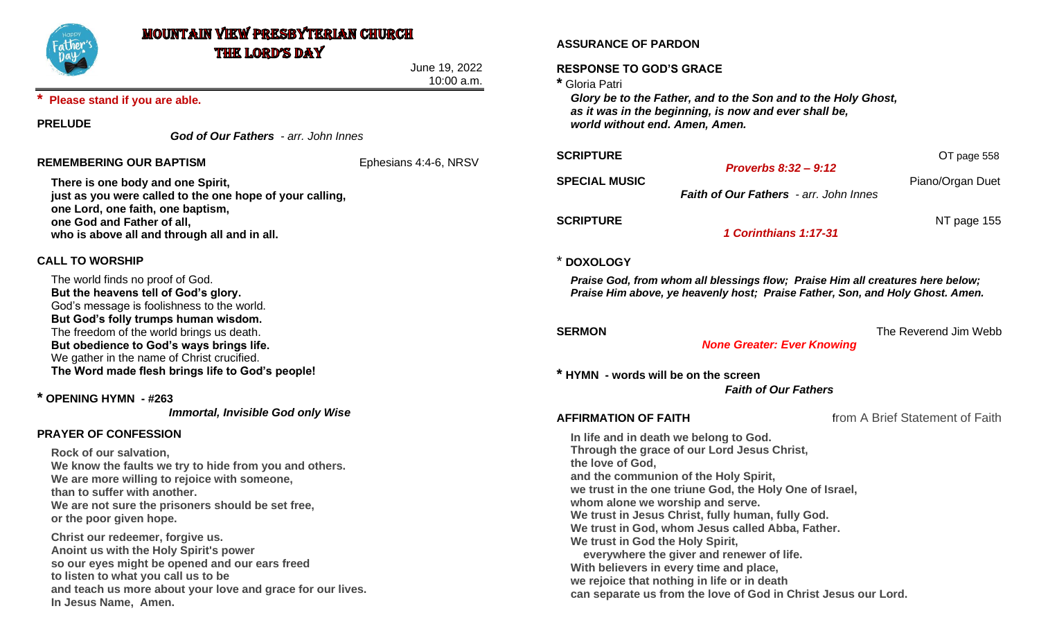# MOUNTAIN VIEW PRESBYTERIAN CHURCH
## THE LORD'S DAY

June 19, 2022
10:00 a.m.

**\* Please stand if you are able.**

**PRELUDE**

***God of Our Fathers*** *- arr. John Innes*

**REMEMBERING OUR BAPTISM** — Ephesians 4:4-6, NRSV

**There is one body and one Spirit,**
**just as you were called to the one hope of your calling,**
**one Lord, one faith, one baptism,**
**one God and Father of all,**
**who is above all and through all and in all.**

**CALL TO WORSHIP**

The world finds no proof of God.
**But the heavens tell of God's glory.**
God's message is foolishness to the world.
**But God's folly trumps human wisdom.**
The freedom of the world brings us death.
**But obedience to God's ways brings life.**
We gather in the name of Christ crucified.
**The Word made flesh brings life to God's people!**

**\* OPENING HYMN - #263**

***Immortal, Invisible God only Wise***

**PRAYER OF CONFESSION**

**Rock of our salvation,**
**We know the faults we try to hide from you and others.**
**We are more willing to rejoice with someone,**
**than to suffer with another.**
**We are not sure the prisoners should be set free,**
**or the poor given hope.**

**Christ our redeemer, forgive us.**
**Anoint us with the Holy Spirit's power**
**so our eyes might be opened and our ears freed**
**to listen to what you call us to be**
**and teach us more about your love and grace for our lives.**
**In Jesus Name, Amen.**

**ASSURANCE OF PARDON**

**RESPONSE TO GOD'S GRACE**

\* Gloria Patri

***Glory be to the Father, and to the Son and to the Holy Ghost,***
***as it was in the beginning, is now and ever shall be,***
***world without end. Amen, Amen.***

**SCRIPTURE** — OT page 558

***Proverbs 8:32 – 9:12***

**SPECIAL MUSIC** — Piano/Organ Duet

***Faith of Our Fathers*** *- arr. John Innes*

**SCRIPTURE** — NT page 155

***1 Corinthians 1:17-31***

\* **DOXOLOGY**

***Praise God, from whom all blessings flow; Praise Him all creatures here below;***
***Praise Him above, ye heavenly host; Praise Father, Son, and Holy Ghost. Amen.***

**SERMON** — The Reverend Jim Webb

***None Greater: Ever Knowing***

**\* HYMN - words will be on the screen**

***Faith of Our Fathers***

**AFFIRMATION OF FAITH** — from A Brief Statement of Faith

**In life and in death we belong to God.**
**Through the grace of our Lord Jesus Christ,**
**the love of God,**
**and the communion of the Holy Spirit,**
**we trust in the one triune God, the Holy One of Israel,**
**whom alone we worship and serve.**
**We trust in Jesus Christ, fully human, fully God.**
**We trust in God, whom Jesus called Abba, Father.**
**We trust in God the Holy Spirit,**
**everywhere the giver and renewer of life.**
**With believers in every time and place,**
**we rejoice that nothing in life or in death**
**can separate us from the love of God in Christ Jesus our Lord.**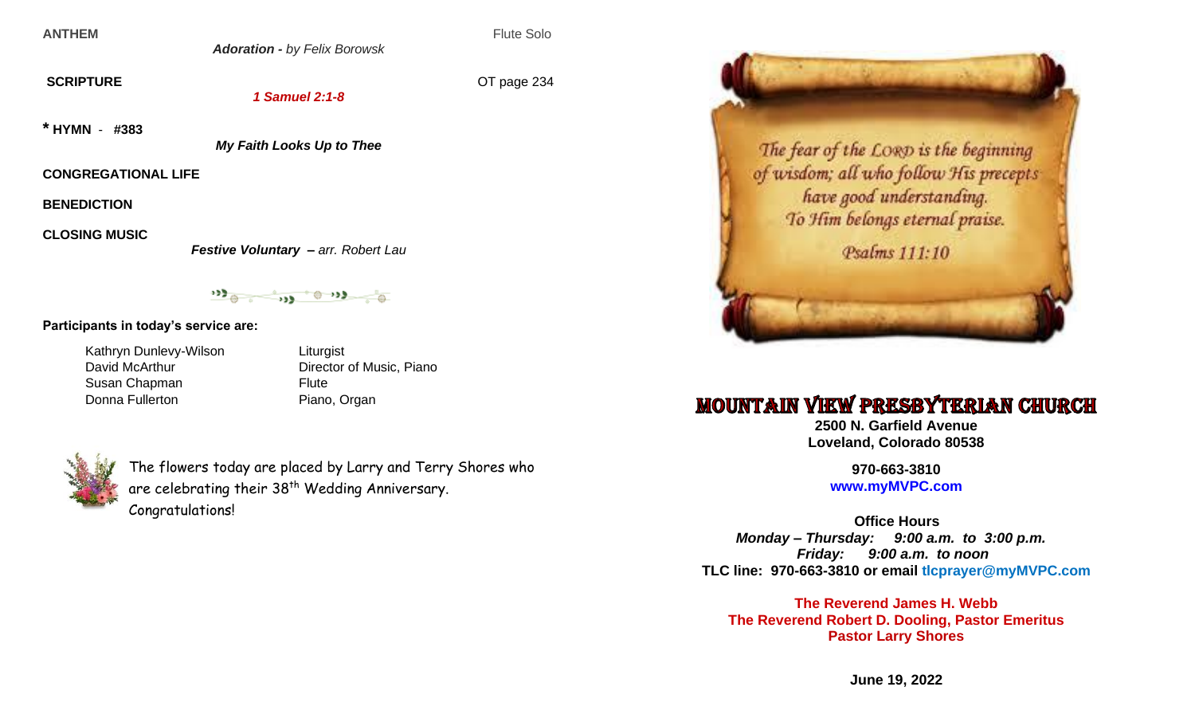**ANTHEM** Flute Solo

***Adoration** - by Felix Borowsk*

**SCRIPTURE** OT page 234

***1 Samuel 2:1-8***

**\* HYMN** - **#383**

***My Faith Looks Up to Thee***

**CONGREGATIONAL LIFE**

**BENEDICTION**

**CLOSING MUSIC**

***Festive Voluntary** – arr. Robert Lau*

**Participants in today's service are:**

| | |
|---|---|
| Kathryn Dunlevy-Wilson | Liturgist |
| David McArthur | Director of Music, Piano |
| Susan Chapman | Flute |
| Donna Fullerton | Piano, Organ |

The flowers today are placed by Larry and Terry Shores who are celebrating their 38th Wedding Anniversary. Congratulations!

*The fear of the LORD is the beginning of wisdom; all who follow His precepts have good understanding. To Him belongs eternal praise.*

*Psalms 111:10*

# MOUNTAIN VIEW PRESBYTERIAN CHURCH

**2500 N. Garfield Avenue**
**Loveland, Colorado 80538**

**970-663-3810**
**www.myMVPC.com**

**Office Hours**
***Monday – Thursday: 9:00 a.m. to 3:00 p.m.***
***Friday: 9:00 a.m. to noon***
**TLC line: 970-663-3810 or email tlcprayer@myMVPC.com**

**The Reverend James H. Webb**
**The Reverend Robert D. Dooling, Pastor Emeritus**
**Pastor Larry Shores**

**June 19, 2022**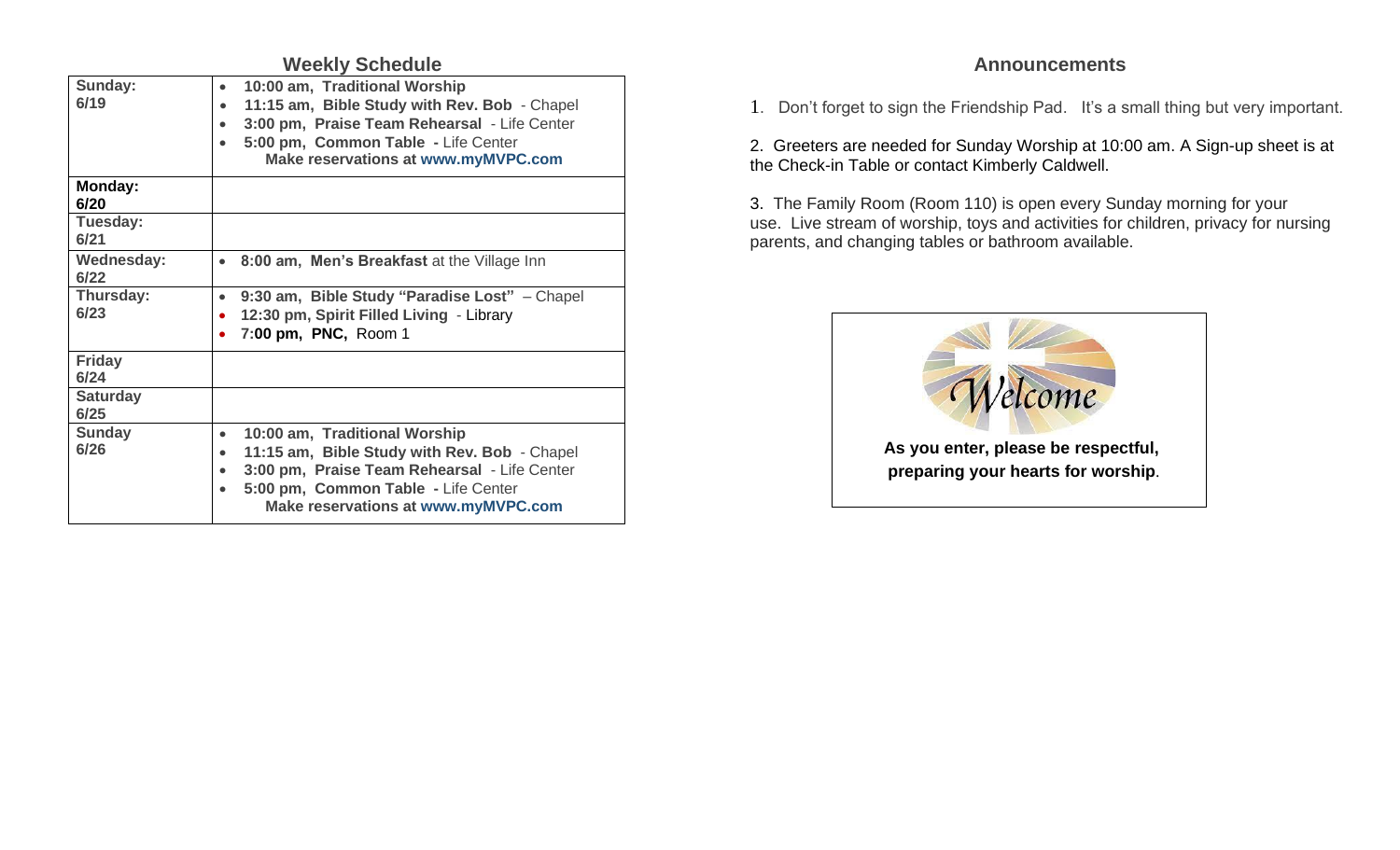## Weekly Schedule

| | |
|---|---|
| **Sunday: 6/19** | • **10:00 am, Traditional Worship**<br>• **11:15 am, Bible Study with Rev. Bob** - Chapel<br>• **3:00 pm, Praise Team Rehearsal** - Life Center<br>• **5:00 pm, Common Table -** Life Center<br>**Make reservations at www.myMVPC.com** |
| **Monday: 6/20** | |
| **Tuesday: 6/21** | |
| **Wednesday: 6/22** | • **8:00 am, Men's Breakfast** at the Village Inn |
| **Thursday: 6/23** | • **9:30 am, Bible Study "Paradise Lost"** – Chapel<br>• **12:30 pm, Spirit Filled Living** - Library<br>• **7:00 pm, PNC,** Room 1 |
| **Friday 6/24** | |
| **Saturday 6/25** | |
| **Sunday 6/26** | • **10:00 am, Traditional Worship**<br>• **11:15 am, Bible Study with Rev. Bob** - Chapel<br>• **3:00 pm, Praise Team Rehearsal** - Life Center<br>• **5:00 pm, Common Table -** Life Center<br>**Make reservations at www.myMVPC.com** |

## Announcements

1. Don't forget to sign the Friendship Pad. It's a small thing but very important.

2. Greeters are needed for Sunday Worship at 10:00 am. A Sign-up sheet is at the Check-in Table or contact Kimberly Caldwell.

3. The Family Room (Room 110) is open every Sunday morning for your use. Live stream of worship, toys and activities for children, privacy for nursing parents, and changing tables or bathroom available.

*Welcome*

**As you enter, please be respectful, preparing your hearts for worship**.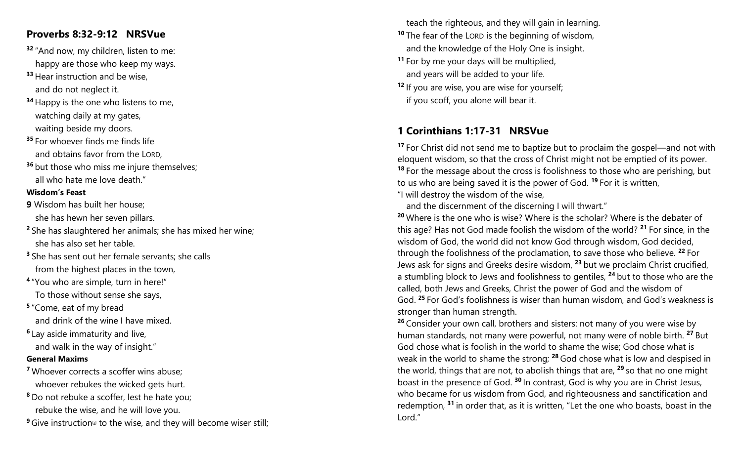## Proverbs 8:32-9:12   NRSVue

[32] "And now, my children, listen to me:
happy are those who keep my ways.
[33] Hear instruction and be wise,
and do not neglect it.
[34] Happy is the one who listens to me,
watching daily at my gates,
waiting beside my doors.
[35] For whoever finds me finds life
and obtains favor from the LORD,
[36] but those who miss me injure themselves;
all who hate me love death."

**Wisdom's Feast**

**9** Wisdom has built her house;
she has hewn her seven pillars.
[2] She has slaughtered her animals; she has mixed her wine;
she has also set her table.
[3] She has sent out her female servants; she calls
from the highest places in the town,
[4] "You who are simple, turn in here!"
To those without sense she says,
[5] "Come, eat of my bread
and drink of the wine I have mixed.
[6] Lay aside immaturity and live,
and walk in the way of insight."

**General Maxims**

[7] Whoever corrects a scoffer wins abuse;
whoever rebukes the wicked gets hurt.
[8] Do not rebuke a scoffer, lest he hate you;
rebuke the wise, and he will love you.
[9] Give instruction[a] to the wise, and they will become wiser still;
teach the righteous, and they will gain in learning.
[10] The fear of the LORD is the beginning of wisdom,
and the knowledge of the Holy One is insight.
[11] For by me your days will be multiplied,
and years will be added to your life.
[12] If you are wise, you are wise for yourself;
if you scoff, you alone will bear it.

## 1 Corinthians 1:17-31   NRSVue

[17] For Christ did not send me to baptize but to proclaim the gospel—and not with eloquent wisdom, so that the cross of Christ might not be emptied of its power. [18] For the message about the cross is foolishness to those who are perishing, but to us who are being saved it is the power of God. [19] For it is written,
"I will destroy the wisdom of the wise,
and the discernment of the discerning I will thwart."
[20] Where is the one who is wise? Where is the scholar? Where is the debater of this age? Has not God made foolish the wisdom of the world? [21] For since, in the wisdom of God, the world did not know God through wisdom, God decided, through the foolishness of the proclamation, to save those who believe. [22] For Jews ask for signs and Greeks desire wisdom, [23] but we proclaim Christ crucified, a stumbling block to Jews and foolishness to gentiles, [24] but to those who are the called, both Jews and Greeks, Christ the power of God and the wisdom of God. [25] For God's foolishness is wiser than human wisdom, and God's weakness is stronger than human strength.
[26] Consider your own call, brothers and sisters: not many of you were wise by human standards, not many were powerful, not many were of noble birth. [27] But God chose what is foolish in the world to shame the wise; God chose what is weak in the world to shame the strong; [28] God chose what is low and despised in the world, things that are not, to abolish things that are, [29] so that no one might boast in the presence of God. [30] In contrast, God is why you are in Christ Jesus, who became for us wisdom from God, and righteousness and sanctification and redemption, [31] in order that, as it is written, "Let the one who boasts, boast in the Lord."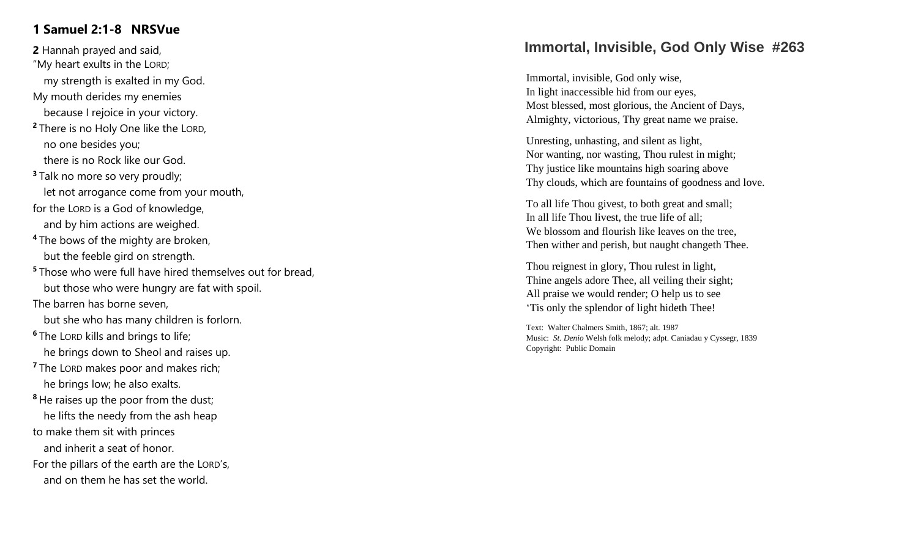## 1 Samuel 2:1-8 NRSVue

**2** Hannah prayed and said,
"My heart exults in the LORD;
my strength is exalted in my God.
My mouth derides my enemies
because I rejoice in your victory.
[2] There is no Holy One like the LORD,
no one besides you;
there is no Rock like our God.
[3] Talk no more so very proudly;
let not arrogance come from your mouth,
for the LORD is a God of knowledge,
and by him actions are weighed.
[4] The bows of the mighty are broken,
but the feeble gird on strength.
[5] Those who were full have hired themselves out for bread,
but those who were hungry are fat with spoil.
The barren has borne seven,
but she who has many children is forlorn.
[6] The LORD kills and brings to life;
he brings down to Sheol and raises up.
[7] The LORD makes poor and makes rich;
he brings low; he also exalts.
[8] He raises up the poor from the dust;
he lifts the needy from the ash heap
to make them sit with princes
and inherit a seat of honor.
For the pillars of the earth are the LORD's,
and on them he has set the world.

## Immortal, Invisible, God Only Wise #263

Immortal, invisible, God only wise,
In light inaccessible hid from our eyes,
Most blessed, most glorious, the Ancient of Days,
Almighty, victorious, Thy great name we praise.

Unresting, unhasting, and silent as light,
Nor wanting, nor wasting, Thou rulest in might;
Thy justice like mountains high soaring above
Thy clouds, which are fountains of goodness and love.

To all life Thou givest, to both great and small;
In all life Thou livest, the true life of all;
We blossom and flourish like leaves on the tree,
Then wither and perish, but naught changeth Thee.

Thou reignest in glory, Thou rulest in light,
Thine angels adore Thee, all veiling their sight;
All praise we would render; O help us to see
'Tis only the splendor of light hideth Thee!

Text: Walter Chalmers Smith, 1867; alt. 1987
Music: *St. Denio* Welsh folk melody; adpt. Caniadau y Cyssegr, 1839
Copyright: Public Domain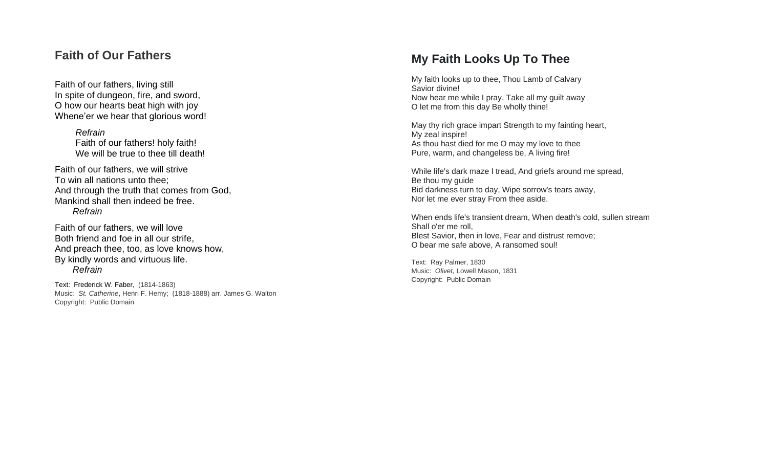## Faith of Our Fathers

Faith of our fathers, living still
In spite of dungeon, fire, and sword,
O how our hearts beat high with joy
Whene'er we hear that glorious word!

*Refrain*
Faith of our fathers! holy faith!
We will be true to thee till death!

Faith of our fathers, we will strive
To win all nations unto thee;
And through the truth that comes from God,
Mankind shall then indeed be free.
*Refrain*

Faith of our fathers, we will love
Both friend and foe in all our strife,
And preach thee, too, as love knows how,
By kindly words and virtuous life.
*Refrain*

Text: Frederick W. Faber, (1814-1863)
Music: *St. Catherine*, Henri F. Hemy; (1818-1888) arr. James G. Walton
Copyright: Public Domain

## My Faith Looks Up To Thee

My faith looks up to thee, Thou Lamb of Calvary
Savior divine!
Now hear me while I pray, Take all my guilt away
O let me from this day Be wholly thine!

May thy rich grace impart Strength to my fainting heart,
My zeal inspire!
As thou hast died for me O may my love to thee
Pure, warm, and changeless be, A living fire!

While life's dark maze I tread, And griefs around me spread,
Be thou my guide
Bid darkness turn to day, Wipe sorrow's tears away,
Nor let me ever stray From thee aside.

When ends life's transient dream, When death's cold, sullen stream
Shall o'er me roll,
Blest Savior, then in love, Fear and distrust remove;
O bear me safe above, A ransomed soul!

Text: Ray Palmer, 1830
Music: *Olivet,* Lowell Mason, 1831
Copyright: Public Domain